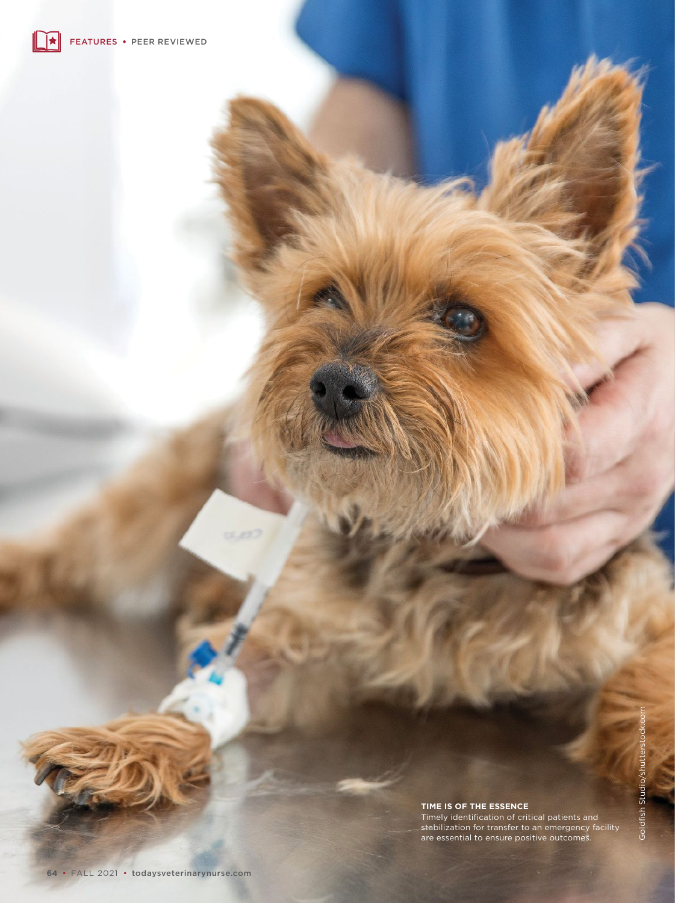FEATURES • PEER REVIEWED

**TIME IS OF THE ESSENCE**

Timely identification of critical patients and stabilization for transfer to an emergency facility are essential to ensure positive outcomes.

Goldfish Studio/Shutterstock.com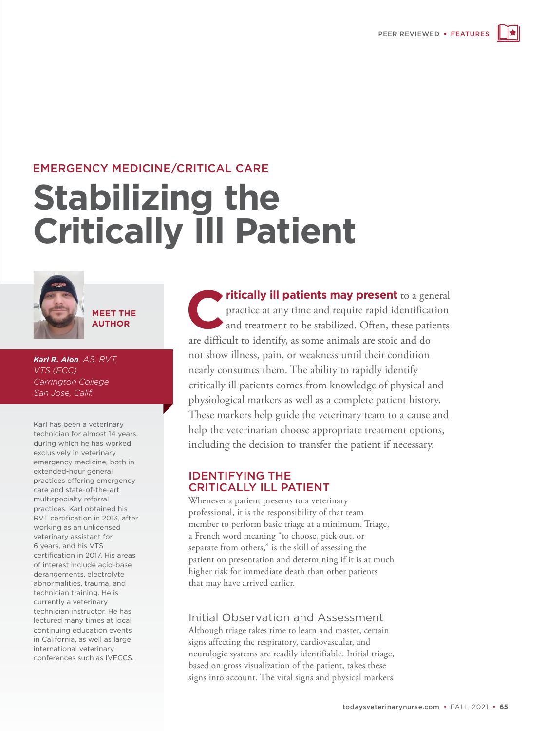EMERGENCY MEDICINE/CRITICAL CARE

# Stabilizing the Critically Ill Patient

**MEET THE AUTHOR**

***Karl R. Alon**, AS, RVT, VTS (ECC)*
*Carrington College*
*San Jose, Calif.*

Karl has been a veterinary technician for almost 14 years, during which he has worked exclusively in veterinary emergency medicine, both in extended-hour general practices offering emergency care and state-of-the-art multispecialty referral practices. Karl obtained his RVT certification in 2013, after working as an unlicensed veterinary assistant for 6 years, and his VTS certification in 2017. His areas of interest include acid-base derangements, electrolyte abnormalities, trauma, and technician training. He is currently a veterinary technician instructor. He has lectured many times at local continuing education events in California, as well as large international veterinary conferences such as IVECCS.

**Critically ill patients may present** to a general practice at any time and require rapid identification and treatment to be stabilized. Often, these patients are difficult to identify, as some animals are stoic and do not show illness, pain, or weakness until their condition nearly consumes them. The ability to rapidly identify critically ill patients comes from knowledge of physical and physiological markers as well as a complete patient history. These markers help guide the veterinary team to a cause and help the veterinarian choose appropriate treatment options, including the decision to transfer the patient if necessary.

## IDENTIFYING THE CRITICALLY ILL PATIENT

Whenever a patient presents to a veterinary professional, it is the responsibility of that team member to perform basic triage at a minimum. Triage, a French word meaning "to choose, pick out, or separate from others," is the skill of assessing the patient on presentation and determining if it is at much higher risk for immediate death than other patients that may have arrived earlier.

### Initial Observation and Assessment

Although triage takes time to learn and master, certain signs affecting the respiratory, cardiovascular, and neurologic systems are readily identifiable. Initial triage, based on gross visualization of the patient, takes these signs into account. The vital signs and physical markers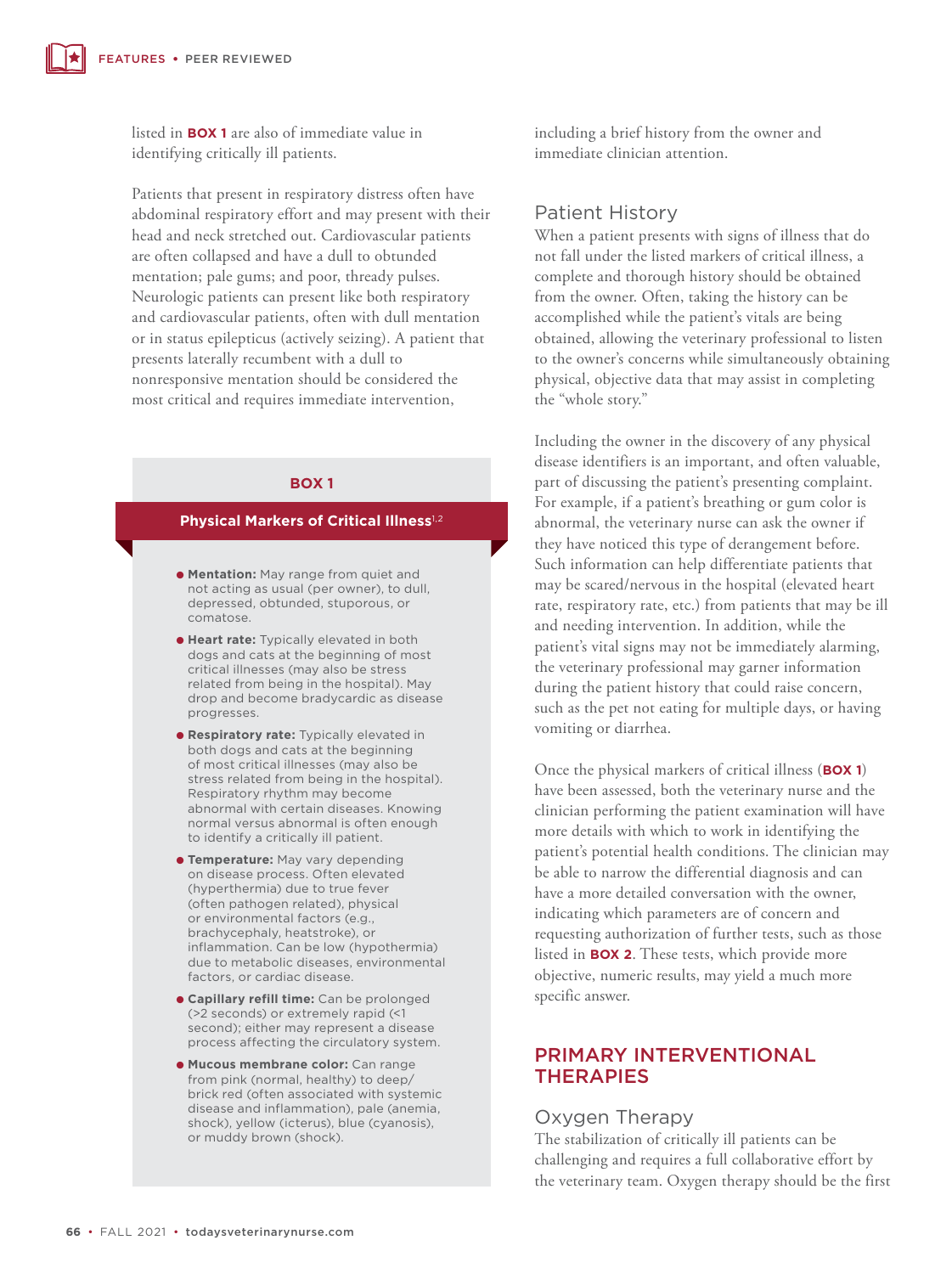listed in **BOX 1** are also of immediate value in identifying critically ill patients.

Patients that present in respiratory distress often have abdominal respiratory effort and may present with their head and neck stretched out. Cardiovascular patients are often collapsed and have a dull to obtunded mentation; pale gums; and poor, thready pulses. Neurologic patients can present like both respiratory and cardiovascular patients, often with dull mentation or in status epilepticus (actively seizing). A patient that presents laterally recumbent with a dull to nonresponsive mentation should be considered the most critical and requires immediate intervention, including a brief history from the owner and immediate clinician attention.

> **BOX 1**
>
> **Physical Markers of Critical Illness**[1,2]
>
> - **Mentation:** May range from quiet and not acting as usual (per owner), to dull, depressed, obtunded, stuporous, or comatose.
> - **Heart rate:** Typically elevated in both dogs and cats at the beginning of most critical illnesses (may also be stress related from being in the hospital). May drop and become bradycardic as disease progresses.
> - **Respiratory rate:** Typically elevated in both dogs and cats at the beginning of most critical illnesses (may also be stress related from being in the hospital). Respiratory rhythm may become abnormal with certain diseases. Knowing normal versus abnormal is often enough to identify a critically ill patient.
> - **Temperature:** May vary depending on disease process. Often elevated (hyperthermia) due to true fever (often pathogen related), physical or environmental factors (e.g., brachycephaly, heatstroke), or inflammation. Can be low (hypothermia) due to metabolic diseases, environmental factors, or cardiac disease.
> - **Capillary refill time:** Can be prolonged (>2 seconds) or extremely rapid (<1 second); either may represent a disease process affecting the circulatory system.
> - **Mucous membrane color:** Can range from pink (normal, healthy) to deep/brick red (often associated with systemic disease and inflammation), pale (anemia, shock), yellow (icterus), blue (cyanosis), or muddy brown (shock).

## Patient History

When a patient presents with signs of illness that do not fall under the listed markers of critical illness, a complete and thorough history should be obtained from the owner. Often, taking the history can be accomplished while the patient's vitals are being obtained, allowing the veterinary professional to listen to the owner's concerns while simultaneously obtaining physical, objective data that may assist in completing the "whole story."

Including the owner in the discovery of any physical disease identifiers is an important, and often valuable, part of discussing the patient's presenting complaint. For example, if a patient's breathing or gum color is abnormal, the veterinary nurse can ask the owner if they have noticed this type of derangement before. Such information can help differentiate patients that may be scared/nervous in the hospital (elevated heart rate, respiratory rate, etc.) from patients that may be ill and needing intervention. In addition, while the patient's vital signs may not be immediately alarming, the veterinary professional may garner information during the patient history that could raise concern, such as the pet not eating for multiple days, or having vomiting or diarrhea.

Once the physical markers of critical illness (**BOX 1**) have been assessed, both the veterinary nurse and the clinician performing the patient examination will have more details with which to work in identifying the patient's potential health conditions. The clinician may be able to narrow the differential diagnosis and can have a more detailed conversation with the owner, indicating which parameters are of concern and requesting authorization of further tests, such as those listed in **BOX 2**. These tests, which provide more objective, numeric results, may yield a much more specific answer.

# PRIMARY INTERVENTIONAL THERAPIES

## Oxygen Therapy

The stabilization of critically ill patients can be challenging and requires a full collaborative effort by the veterinary team. Oxygen therapy should be the first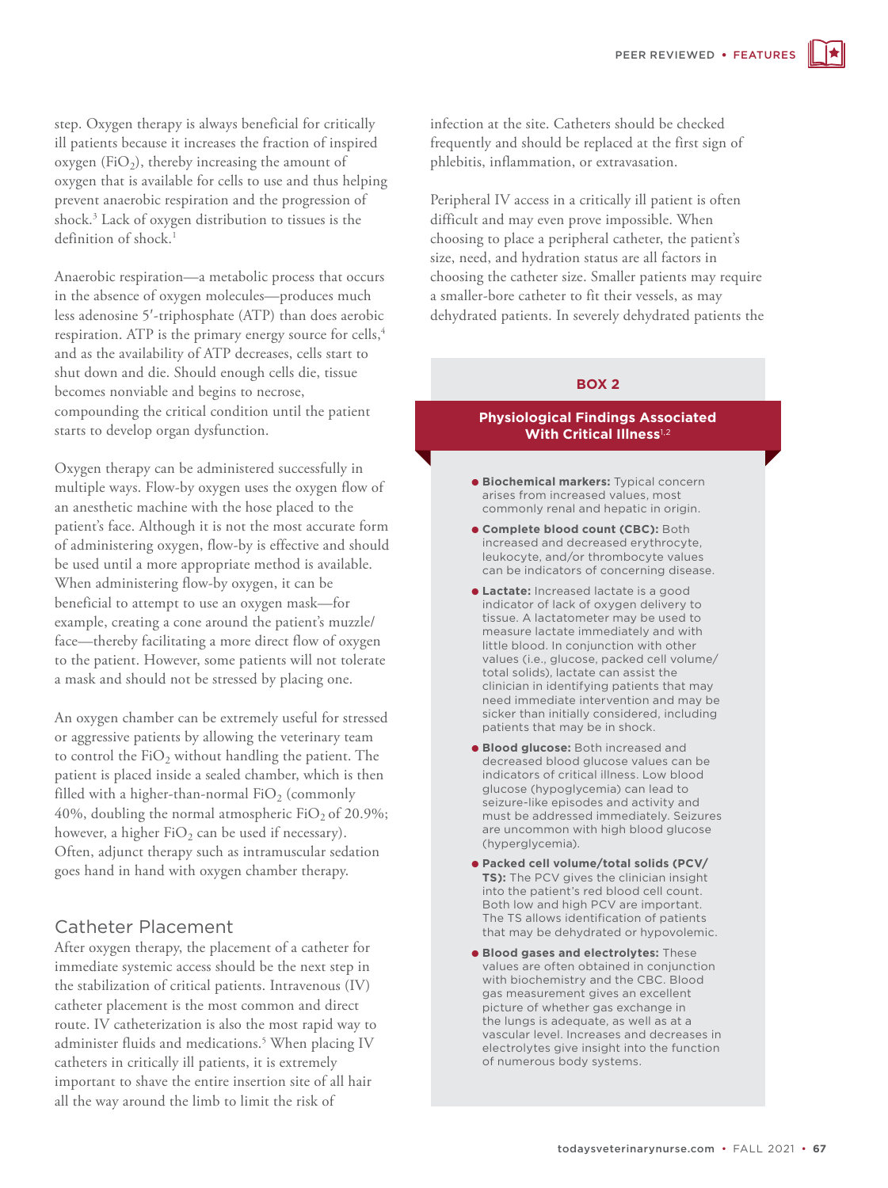step. Oxygen therapy is always beneficial for critically ill patients because it increases the fraction of inspired oxygen ($FiO_2$), thereby increasing the amount of oxygen that is available for cells to use and thus helping prevent anaerobic respiration and the progression of shock.[3] Lack of oxygen distribution to tissues is the definition of shock.[1]

Anaerobic respiration—a metabolic process that occurs in the absence of oxygen molecules—produces much less adenosine 5′-triphosphate (ATP) than does aerobic respiration. ATP is the primary energy source for cells,[4] and as the availability of ATP decreases, cells start to shut down and die. Should enough cells die, tissue becomes nonviable and begins to necrose, compounding the critical condition until the patient starts to develop organ dysfunction.

Oxygen therapy can be administered successfully in multiple ways. Flow-by oxygen uses the oxygen flow of an anesthetic machine with the hose placed to the patient's face. Although it is not the most accurate form of administering oxygen, flow-by is effective and should be used until a more appropriate method is available. When administering flow-by oxygen, it can be beneficial to attempt to use an oxygen mask—for example, creating a cone around the patient's muzzle/face—thereby facilitating a more direct flow of oxygen to the patient. However, some patients will not tolerate a mask and should not be stressed by placing one.

An oxygen chamber can be extremely useful for stressed or aggressive patients by allowing the veterinary team to control the $FiO_2$ without handling the patient. The patient is placed inside a sealed chamber, which is then filled with a higher-than-normal $FiO_2$ (commonly 40%, doubling the normal atmospheric $FiO_2$ of 20.9%; however, a higher $FiO_2$ can be used if necessary). Often, adjunct therapy such as intramuscular sedation goes hand in hand with oxygen chamber therapy.

## Catheter Placement

After oxygen therapy, the placement of a catheter for immediate systemic access should be the next step in the stabilization of critical patients. Intravenous (IV) catheter placement is the most common and direct route. IV catheterization is also the most rapid way to administer fluids and medications.[5] When placing IV catheters in critically ill patients, it is extremely important to shave the entire insertion site of all hair all the way around the limb to limit the risk of infection at the site. Catheters should be checked frequently and should be replaced at the first sign of phlebitis, inflammation, or extravasation.

Peripheral IV access in a critically ill patient is often difficult and may even prove impossible. When choosing to place a peripheral catheter, the patient's size, need, and hydration status are all factors in choosing the catheter size. Smaller patients may require a smaller-bore catheter to fit their vessels, as may dehydrated patients. In severely dehydrated patients the

### BOX 2

### Physiological Findings Associated With Critical Illness[1,2]

- **Biochemical markers:** Typical concern arises from increased values, most commonly renal and hepatic in origin.
- **Complete blood count (CBC):** Both increased and decreased erythrocyte, leukocyte, and/or thrombocyte values can be indicators of concerning disease.
- **Lactate:** Increased lactate is a good indicator of lack of oxygen delivery to tissue. A lactatometer may be used to measure lactate immediately and with little blood. In conjunction with other values (i.e., glucose, packed cell volume/total solids), lactate can assist the clinician in identifying patients that may need immediate intervention and may be sicker than initially considered, including patients that may be in shock.
- **Blood glucose:** Both increased and decreased blood glucose values can be indicators of critical illness. Low blood glucose (hypoglycemia) can lead to seizure-like episodes and activity and must be addressed immediately. Seizures are uncommon with high blood glucose (hyperglycemia).
- **Packed cell volume/total solids (PCV/TS):** The PCV gives the clinician insight into the patient's red blood cell count. Both low and high PCV are important. The TS allows identification of patients that may be dehydrated or hypovolemic.
- **Blood gases and electrolytes:** These values are often obtained in conjunction with biochemistry and the CBC. Blood gas measurement gives an excellent picture of whether gas exchange in the lungs is adequate, as well as at a vascular level. Increases and decreases in electrolytes give insight into the function of numerous body systems.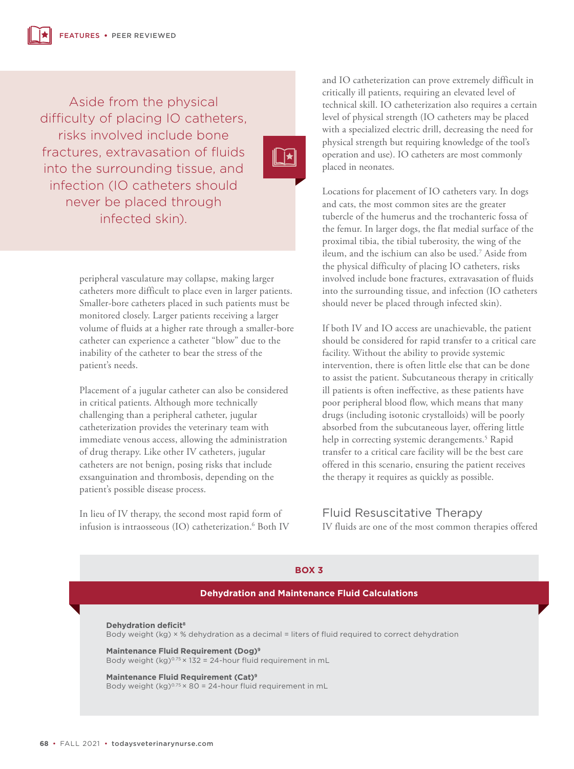> Aside from the physical difficulty of placing IO catheters, risks involved include bone fractures, extravasation of fluids into the surrounding tissue, and infection (IO catheters should never be placed through infected skin).

peripheral vasculature may collapse, making larger catheters more difficult to place even in larger patients. Smaller-bore catheters placed in such patients must be monitored closely. Larger patients receiving a larger volume of fluids at a higher rate through a smaller-bore catheter can experience a catheter "blow" due to the inability of the catheter to bear the stress of the patient's needs.

Placement of a jugular catheter can also be considered in critical patients. Although more technically challenging than a peripheral catheter, jugular catheterization provides the veterinary team with immediate venous access, allowing the administration of drug therapy. Like other IV catheters, jugular catheters are not benign, posing risks that include exsanguination and thrombosis, depending on the patient's possible disease process.

In lieu of IV therapy, the second most rapid form of infusion is intraosseous (IO) catheterization.[6] Both IV and IO catheterization can prove extremely difficult in critically ill patients, requiring an elevated level of technical skill. IO catheterization also requires a certain level of physical strength (IO catheters may be placed with a specialized electric drill, decreasing the need for physical strength but requiring knowledge of the tool's operation and use). IO catheters are most commonly placed in neonates.

Locations for placement of IO catheters vary. In dogs and cats, the most common sites are the greater tubercle of the humerus and the trochanteric fossa of the femur. In larger dogs, the flat medial surface of the proximal tibia, the tibial tuberosity, the wing of the ileum, and the ischium can also be used.[7] Aside from the physical difficulty of placing IO catheters, risks involved include bone fractures, extravasation of fluids into the surrounding tissue, and infection (IO catheters should never be placed through infected skin).

If both IV and IO access are unachievable, the patient should be considered for rapid transfer to a critical care facility. Without the ability to provide systemic intervention, there is often little else that can be done to assist the patient. Subcutaneous therapy in critically ill patients is often ineffective, as these patients have poor peripheral blood flow, which means that many drugs (including isotonic crystalloids) will be poorly absorbed from the subcutaneous layer, offering little help in correcting systemic derangements.[5] Rapid transfer to a critical care facility will be the best care offered in this scenario, ensuring the patient receives the therapy it requires as quickly as possible.

## Fluid Resuscitative Therapy

IV fluids are one of the most common therapies offered

### BOX 3

**Dehydration and Maintenance Fluid Calculations**

**Dehydration deficit[8]**
Body weight (kg) × % dehydration as a decimal = liters of fluid required to correct dehydration

**Maintenance Fluid Requirement (Dog)[9]**
Body weight $(kg)^{0.75}$ × 132 = 24-hour fluid requirement in mL

**Maintenance Fluid Requirement (Cat)[9]**
Body weight $(kg)^{0.75}$ × 80 = 24-hour fluid requirement in mL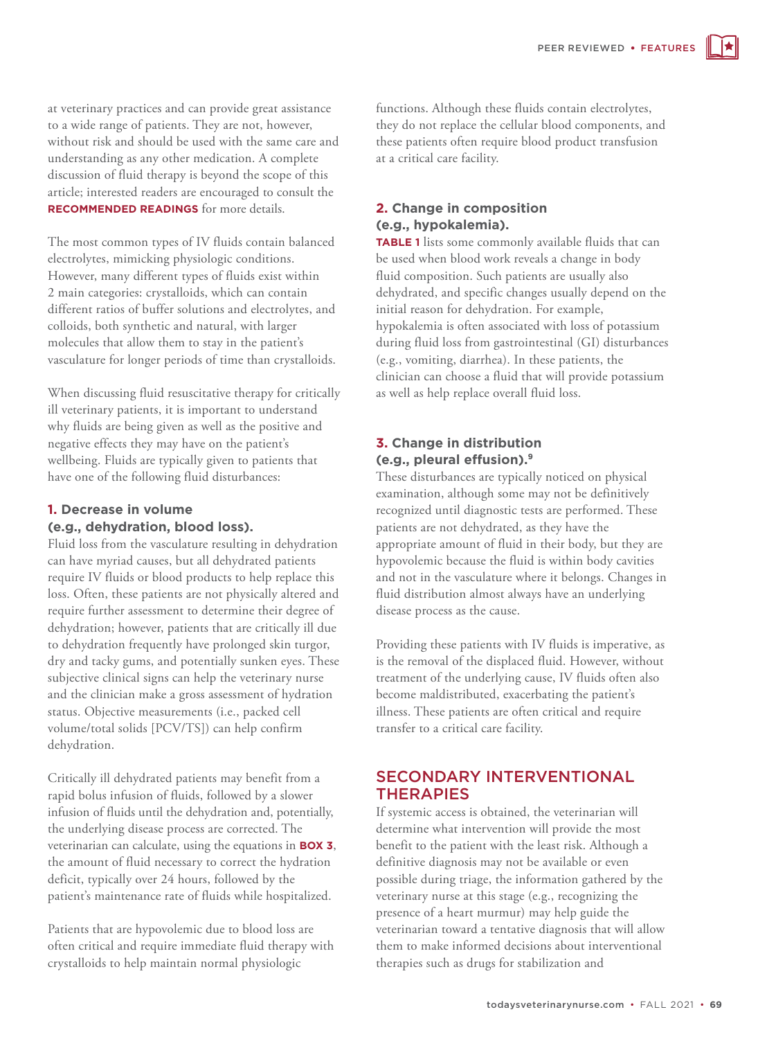at veterinary practices and can provide great assistance to a wide range of patients. They are not, however, without risk and should be used with the same care and understanding as any other medication. A complete discussion of fluid therapy is beyond the scope of this article; interested readers are encouraged to consult the **RECOMMENDED READINGS** for more details.

The most common types of IV fluids contain balanced electrolytes, mimicking physiologic conditions. However, many different types of fluids exist within 2 main categories: crystalloids, which can contain different ratios of buffer solutions and electrolytes, and colloids, both synthetic and natural, with larger molecules that allow them to stay in the patient's vasculature for longer periods of time than crystalloids.

When discussing fluid resuscitative therapy for critically ill veterinary patients, it is important to understand why fluids are being given as well as the positive and negative effects they may have on the patient's wellbeing. Fluids are typically given to patients that have one of the following fluid disturbances:

### 1. Decrease in volume (e.g., dehydration, blood loss).

Fluid loss from the vasculature resulting in dehydration can have myriad causes, but all dehydrated patients require IV fluids or blood products to help replace this loss. Often, these patients are not physically altered and require further assessment to determine their degree of dehydration; however, patients that are critically ill due to dehydration frequently have prolonged skin turgor, dry and tacky gums, and potentially sunken eyes. These subjective clinical signs can help the veterinary nurse and the clinician make a gross assessment of hydration status. Objective measurements (i.e., packed cell volume/total solids [PCV/TS]) can help confirm dehydration.

Critically ill dehydrated patients may benefit from a rapid bolus infusion of fluids, followed by a slower infusion of fluids until the dehydration and, potentially, the underlying disease process are corrected. The veterinarian can calculate, using the equations in **BOX 3**, the amount of fluid necessary to correct the hydration deficit, typically over 24 hours, followed by the patient's maintenance rate of fluids while hospitalized.

Patients that are hypovolemic due to blood loss are often critical and require immediate fluid therapy with crystalloids to help maintain normal physiologic functions. Although these fluids contain electrolytes, they do not replace the cellular blood components, and these patients often require blood product transfusion at a critical care facility.

### 2. Change in composition (e.g., hypokalemia).

**TABLE 1** lists some commonly available fluids that can be used when blood work reveals a change in body fluid composition. Such patients are usually also dehydrated, and specific changes usually depend on the initial reason for dehydration. For example, hypokalemia is often associated with loss of potassium during fluid loss from gastrointestinal (GI) disturbances (e.g., vomiting, diarrhea). In these patients, the clinician can choose a fluid that will provide potassium as well as help replace overall fluid loss.

### 3. Change in distribution (e.g., pleural effusion).[9]

These disturbances are typically noticed on physical examination, although some may not be definitively recognized until diagnostic tests are performed. These patients are not dehydrated, as they have the appropriate amount of fluid in their body, but they are hypovolemic because the fluid is within body cavities and not in the vasculature where it belongs. Changes in fluid distribution almost always have an underlying disease process as the cause.

Providing these patients with IV fluids is imperative, as is the removal of the displaced fluid. However, without treatment of the underlying cause, IV fluids often also become maldistributed, exacerbating the patient's illness. These patients are often critical and require transfer to a critical care facility.

## SECONDARY INTERVENTIONAL THERAPIES

If systemic access is obtained, the veterinarian will determine what intervention will provide the most benefit to the patient with the least risk. Although a definitive diagnosis may not be available or even possible during triage, the information gathered by the veterinary nurse at this stage (e.g., recognizing the presence of a heart murmur) may help guide the veterinarian toward a tentative diagnosis that will allow them to make informed decisions about interventional therapies such as drugs for stabilization and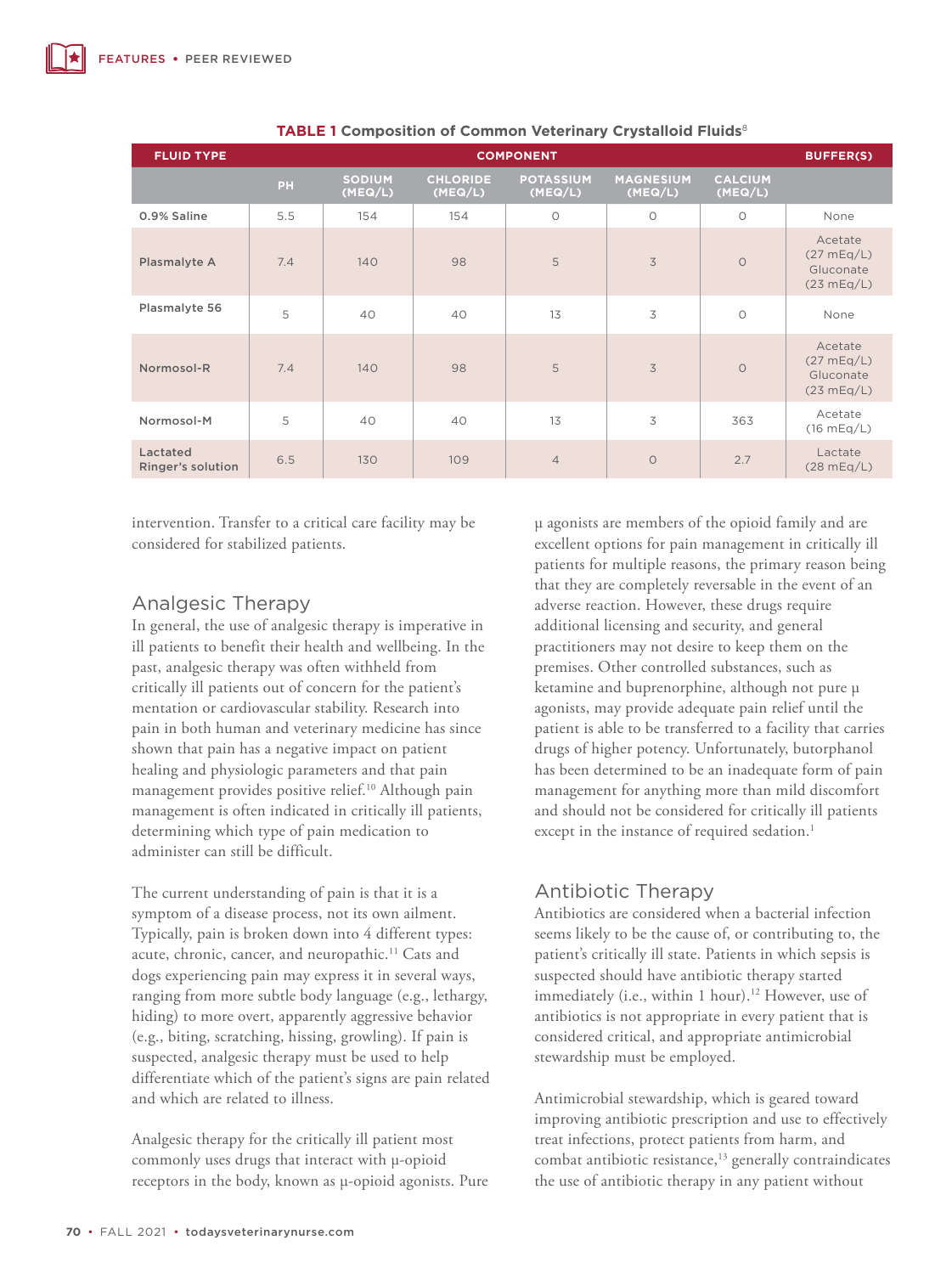**TABLE 1 Composition of Common Veterinary Crystalloid Fluids**[8]

| FLUID TYPE | COMPONENT | | | | | | BUFFER(S) |
|---|---|---|---|---|---|---|---|
| | PH | SODIUM (MEQ/L) | CHLORIDE (MEQ/L) | POTASSIUM (MEQ/L) | MAGNESIUM (MEQ/L) | CALCIUM (MEQ/L) | |
| 0.9% Saline | 5.5 | 154 | 154 | 0 | 0 | 0 | None |
| Plasmalyte A | 7.4 | 140 | 98 | 5 | 3 | 0 | Acetate (27 mEq/L) Gluconate (23 mEq/L) |
| Plasmalyte 56 | 5 | 40 | 40 | 13 | 3 | 0 | None |
| Normosol-R | 7.4 | 140 | 98 | 5 | 3 | 0 | Acetate (27 mEq/L) Gluconate (23 mEq/L) |
| Normosol-M | 5 | 40 | 40 | 13 | 3 | 363 | Acetate (16 mEq/L) |
| Lactated Ringer's solution | 6.5 | 130 | 109 | 4 | 0 | 2.7 | Lactate (28 mEq/L) |

intervention. Transfer to a critical care facility may be considered for stabilized patients.

## Analgesic Therapy

In general, the use of analgesic therapy is imperative in ill patients to benefit their health and wellbeing. In the past, analgesic therapy was often withheld from critically ill patients out of concern for the patient's mentation or cardiovascular stability. Research into pain in both human and veterinary medicine has since shown that pain has a negative impact on patient healing and physiologic parameters and that pain management provides positive relief.[10] Although pain management is often indicated in critically ill patients, determining which type of pain medication to administer can still be difficult.

The current understanding of pain is that it is a symptom of a disease process, not its own ailment. Typically, pain is broken down into 4 different types: acute, chronic, cancer, and neuropathic.[11] Cats and dogs experiencing pain may express it in several ways, ranging from more subtle body language (e.g., lethargy, hiding) to more overt, apparently aggressive behavior (e.g., biting, scratching, hissing, growling). If pain is suspected, analgesic therapy must be used to help differentiate which of the patient's signs are pain related and which are related to illness.

Analgesic therapy for the critically ill patient most commonly uses drugs that interact with µ-opioid receptors in the body, known as µ-opioid agonists. Pure µ agonists are members of the opioid family and are excellent options for pain management in critically ill patients for multiple reasons, the primary reason being that they are completely reversable in the event of an adverse reaction. However, these drugs require additional licensing and security, and general practitioners may not desire to keep them on the premises. Other controlled substances, such as ketamine and buprenorphine, although not pure µ agonists, may provide adequate pain relief until the patient is able to be transferred to a facility that carries drugs of higher potency. Unfortunately, butorphanol has been determined to be an inadequate form of pain management for anything more than mild discomfort and should not be considered for critically ill patients except in the instance of required sedation.[1]

## Antibiotic Therapy

Antibiotics are considered when a bacterial infection seems likely to be the cause of, or contributing to, the patient's critically ill state. Patients in which sepsis is suspected should have antibiotic therapy started immediately (i.e., within 1 hour).[12] However, use of antibiotics is not appropriate in every patient that is considered critical, and appropriate antimicrobial stewardship must be employed.

Antimicrobial stewardship, which is geared toward improving antibiotic prescription and use to effectively treat infections, protect patients from harm, and combat antibiotic resistance,[13] generally contraindicates the use of antibiotic therapy in any patient without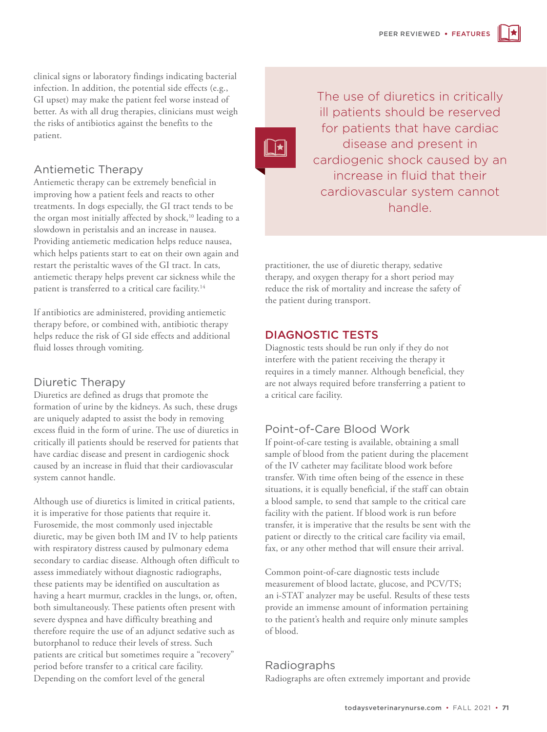clinical signs or laboratory findings indicating bacterial infection. In addition, the potential side effects (e.g., GI upset) may make the patient feel worse instead of better. As with all drug therapies, clinicians must weigh the risks of antibiotics against the benefits to the patient.

### Antiemetic Therapy

Antiemetic therapy can be extremely beneficial in improving how a patient feels and reacts to other treatments. In dogs especially, the GI tract tends to be the organ most initially affected by shock,[10] leading to a slowdown in peristalsis and an increase in nausea. Providing antiemetic medication helps reduce nausea, which helps patients start to eat on their own again and restart the peristaltic waves of the GI tract. In cats, antiemetic therapy helps prevent car sickness while the patient is transferred to a critical care facility.[14]

If antibiotics are administered, providing antiemetic therapy before, or combined with, antibiotic therapy helps reduce the risk of GI side effects and additional fluid losses through vomiting.

### Diuretic Therapy

Diuretics are defined as drugs that promote the formation of urine by the kidneys. As such, these drugs are uniquely adapted to assist the body in removing excess fluid in the form of urine. The use of diuretics in critically ill patients should be reserved for patients that have cardiac disease and present in cardiogenic shock caused by an increase in fluid that their cardiovascular system cannot handle.

Although use of diuretics is limited in critical patients, it is imperative for those patients that require it. Furosemide, the most commonly used injectable diuretic, may be given both IM and IV to help patients with respiratory distress caused by pulmonary edema secondary to cardiac disease. Although often difficult to assess immediately without diagnostic radiographs, these patients may be identified on auscultation as having a heart murmur, crackles in the lungs, or, often, both simultaneously. These patients often present with severe dyspnea and have difficulty breathing and therefore require the use of an adjunct sedative such as butorphanol to reduce their levels of stress. Such patients are critical but sometimes require a "recovery" period before transfer to a critical care facility. Depending on the comfort level of the general practitioner, the use of diuretic therapy, sedative therapy, and oxygen therapy for a short period may reduce the risk of mortality and increase the safety of the patient during transport.

> The use of diuretics in critically ill patients should be reserved for patients that have cardiac disease and present in cardiogenic shock caused by an increase in fluid that their cardiovascular system cannot handle.

## DIAGNOSTIC TESTS

Diagnostic tests should be run only if they do not interfere with the patient receiving the therapy it requires in a timely manner. Although beneficial, they are not always required before transferring a patient to a critical care facility.

### Point-of-Care Blood Work

If point-of-care testing is available, obtaining a small sample of blood from the patient during the placement of the IV catheter may facilitate blood work before transfer. With time often being of the essence in these situations, it is equally beneficial, if the staff can obtain a blood sample, to send that sample to the critical care facility with the patient. If blood work is run before transfer, it is imperative that the results be sent with the patient or directly to the critical care facility via email, fax, or any other method that will ensure their arrival.

Common point-of-care diagnostic tests include measurement of blood lactate, glucose, and PCV/TS; an i-STAT analyzer may be useful. Results of these tests provide an immense amount of information pertaining to the patient's health and require only minute samples of blood.

### Radiographs

Radiographs are often extremely important and provide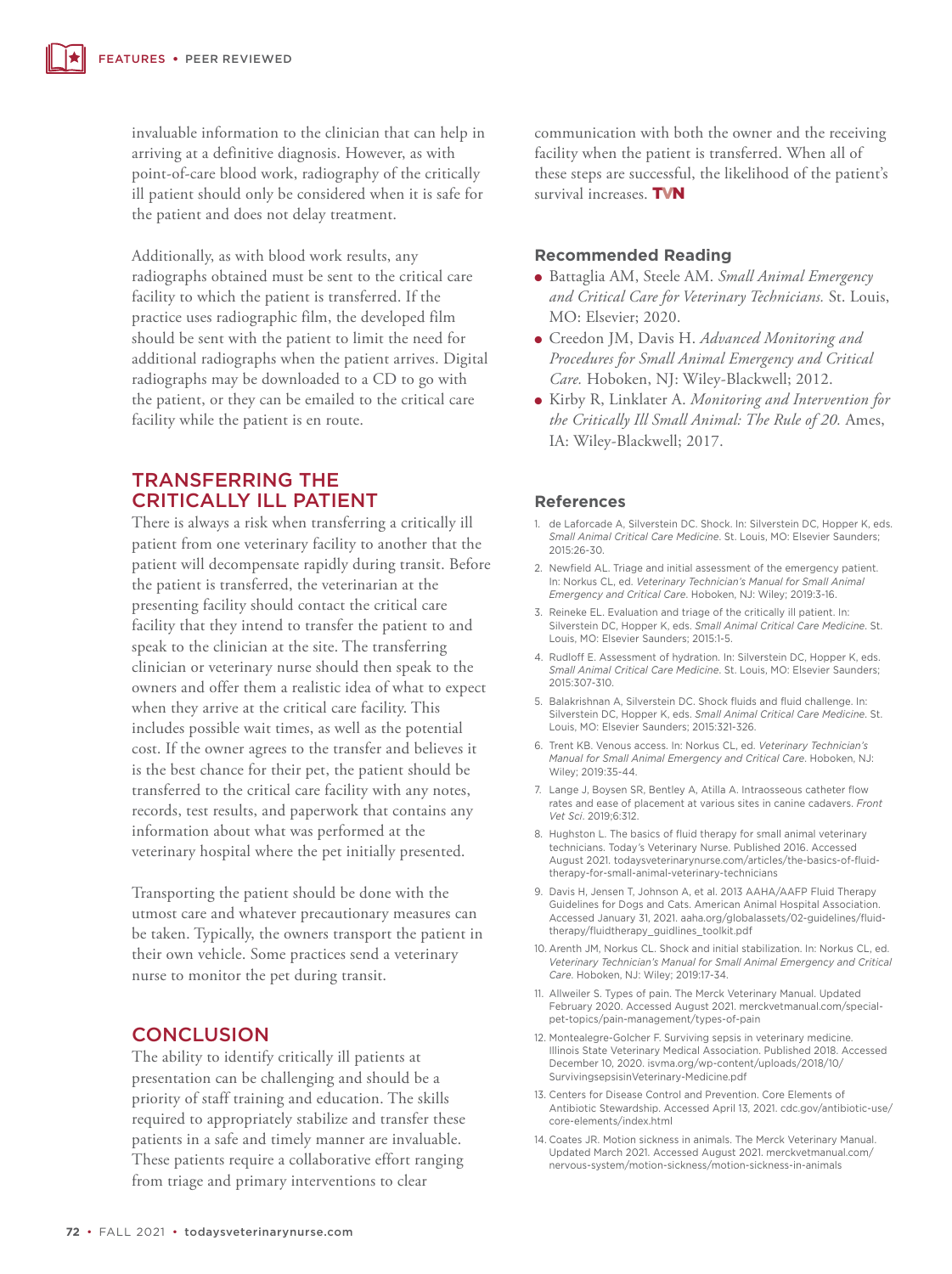invaluable information to the clinician that can help in arriving at a definitive diagnosis. However, as with point-of-care blood work, radiography of the critically ill patient should only be considered when it is safe for the patient and does not delay treatment.

Additionally, as with blood work results, any radiographs obtained must be sent to the critical care facility to which the patient is transferred. If the practice uses radiographic film, the developed film should be sent with the patient to limit the need for additional radiographs when the patient arrives. Digital radiographs may be downloaded to a CD to go with the patient, or they can be emailed to the critical care facility while the patient is en route.

## TRANSFERRING THE CRITICALLY ILL PATIENT

There is always a risk when transferring a critically ill patient from one veterinary facility to another that the patient will decompensate rapidly during transit. Before the patient is transferred, the veterinarian at the presenting facility should contact the critical care facility that they intend to transfer the patient to and speak to the clinician at the site. The transferring clinician or veterinary nurse should then speak to the owners and offer them a realistic idea of what to expect when they arrive at the critical care facility. This includes possible wait times, as well as the potential cost. If the owner agrees to the transfer and believes it is the best chance for their pet, the patient should be transferred to the critical care facility with any notes, records, test results, and paperwork that contains any information about what was performed at the veterinary hospital where the pet initially presented.

Transporting the patient should be done with the utmost care and whatever precautionary measures can be taken. Typically, the owners transport the patient in their own vehicle. Some practices send a veterinary nurse to monitor the pet during transit.

## CONCLUSION

The ability to identify critically ill patients at presentation can be challenging and should be a priority of staff training and education. The skills required to appropriately stabilize and transfer these patients in a safe and timely manner are invaluable. These patients require a collaborative effort ranging from triage and primary interventions to clear communication with both the owner and the receiving facility when the patient is transferred. When all of these steps are successful, the likelihood of the patient's survival increases. TVN

### Recommended Reading

- Battaglia AM, Steele AM. *Small Animal Emergency and Critical Care for Veterinary Technicians.* St. Louis, MO: Elsevier; 2020.
- Creedon JM, Davis H. *Advanced Monitoring and Procedures for Small Animal Emergency and Critical Care.* Hoboken, NJ: Wiley-Blackwell; 2012.
- Kirby R, Linklater A. *Monitoring and Intervention for the Critically Ill Small Animal: The Rule of 20.* Ames, IA: Wiley-Blackwell; 2017.

### References

1. de Laforcade A, Silverstein DC. Shock. In: Silverstein DC, Hopper K, eds. *Small Animal Critical Care Medicine*. St. Louis, MO: Elsevier Saunders; 2015:26-30.
2. Newfield AL. Triage and initial assessment of the emergency patient. In: Norkus CL, ed. *Veterinary Technician's Manual for Small Animal Emergency and Critical Care*. Hoboken, NJ: Wiley; 2019:3-16.
3. Reineke EL. Evaluation and triage of the critically ill patient. In: Silverstein DC, Hopper K, eds. *Small Animal Critical Care Medicine*. St. Louis, MO: Elsevier Saunders; 2015:1-5.
4. Rudloff E. Assessment of hydration. In: Silverstein DC, Hopper K, eds. *Small Animal Critical Care Medicine*. St. Louis, MO: Elsevier Saunders; 2015:307-310.
5. Balakrishnan A, Silverstein DC. Shock fluids and fluid challenge. In: Silverstein DC, Hopper K, eds. *Small Animal Critical Care Medicine*. St. Louis, MO: Elsevier Saunders; 2015:321-326.
6. Trent KB. Venous access. In: Norkus CL, ed. *Veterinary Technician's Manual for Small Animal Emergency and Critical Care*. Hoboken, NJ: Wiley; 2019:35-44.
7. Lange J, Boysen SR, Bentley A, Atilla A. Intraosseous catheter flow rates and ease of placement at various sites in canine cadavers. *Front Vet Sci*. 2019;6:312.
8. Hughston L. The basics of fluid therapy for small animal veterinary technicians. Today's Veterinary Nurse. Published 2016. Accessed August 2021. todaysveterinarynurse.com/articles/the-basics-of-fluid-therapy-for-small-animal-veterinary-technicians
9. Davis H, Jensen T, Johnson A, et al. 2013 AAHA/AAFP Fluid Therapy Guidelines for Dogs and Cats. American Animal Hospital Association. Accessed January 31, 2021. aaha.org/globalassets/02-guidelines/fluid-therapy/fluidtherapy_guidlines_toolkit.pdf
10. Arenth JM, Norkus CL. Shock and initial stabilization. In: Norkus CL, ed. *Veterinary Technician's Manual for Small Animal Emergency and Critical Care*. Hoboken, NJ: Wiley; 2019:17-34.
11. Allweiler S. Types of pain. The Merck Veterinary Manual. Updated February 2020. Accessed August 2021. merckvetmanual.com/special-pet-topics/pain-management/types-of-pain
12. Montealegre-Golcher F. Surviving sepsis in veterinary medicine. Illinois State Veterinary Medical Association. Published 2018. Accessed December 10, 2020. isvma.org/wp-content/uploads/2018/10/SurvivingsepsisinVeterinary-Medicine.pdf
13. Centers for Disease Control and Prevention. Core Elements of Antibiotic Stewardship. Accessed April 13, 2021. cdc.gov/antibiotic-use/core-elements/index.html
14. Coates JR. Motion sickness in animals. The Merck Veterinary Manual. Updated March 2021. Accessed August 2021. merckvetmanual.com/nervous-system/motion-sickness/motion-sickness-in-animals